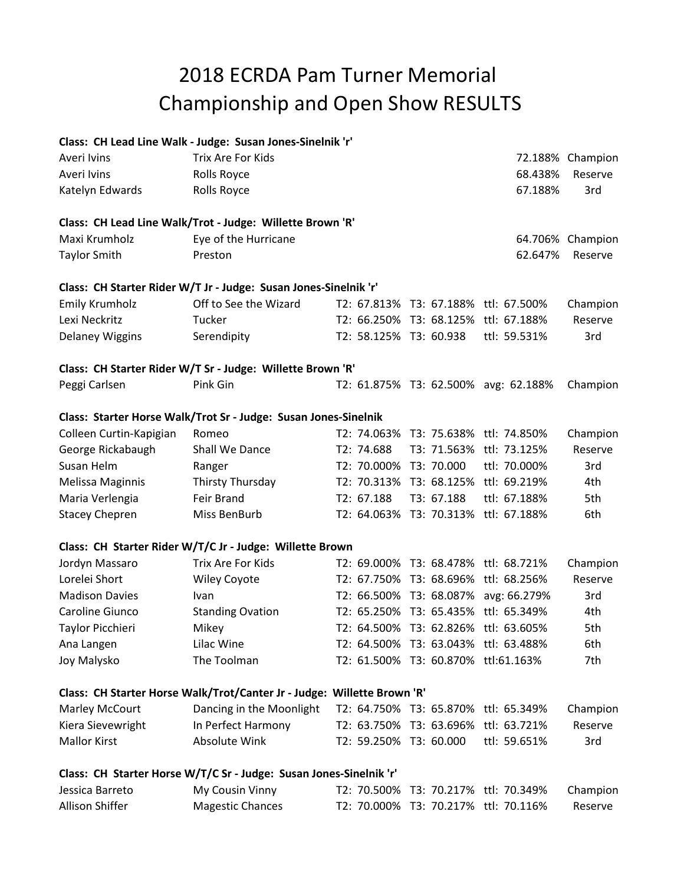# 2018 ECRDA Pam Turner Memorial Championship and Open Show RESULTS

**Class: CH Lead Line Walk - Judge: Susan Jones-Sinelnik 'r'**

| | | | | | | |
|---|---|---|---|---|---|---|
| Averi Ivins | Trix Are For Kids | | | | 72.188% | Champion |
| Averi Ivins | Rolls Royce | | | | 68.438% | Reserve |
| Katelyn Edwards | Rolls Royce | | | | 67.188% | 3rd |

**Class: CH Lead Line Walk/Trot - Judge: Willette Brown 'R'**

| | | | | | | |
|---|---|---|---|---|---|---|
| Maxi Krumholz | Eye of the Hurricane | | | | 64.706% | Champion |
| Taylor Smith | Preston | | | | 62.647% | Reserve |

**Class: CH Starter Rider W/T Jr - Judge: Susan Jones-Sinelnik 'r'**

| | | | | | |
|---|---|---|---|---|---|
| Emily Krumholz | Off to See the Wizard | T2: 67.813% | T3: 67.188% | ttl: 67.500% | Champion |
| Lexi Neckritz | Tucker | T2: 66.250% | T3: 68.125% | ttl: 67.188% | Reserve |
| Delaney Wiggins | Serendipity | T2: 58.125% | T3: 60.938 | ttl: 59.531% | 3rd |

**Class: CH Starter Rider W/T Sr - Judge: Willette Brown 'R'**

| | | | | | |
|---|---|---|---|---|---|
| Peggi Carlsen | Pink Gin | T2: 61.875% | T3: 62.500% | avg: 62.188% | Champion |

**Class: Starter Horse Walk/Trot Sr - Judge: Susan Jones-Sinelnik**

| | | | | | |
|---|---|---|---|---|---|
| Colleen Curtin-Kapigian | Romeo | T2: 74.063% | T3: 75.638% | ttl: 74.850% | Champion |
| George Rickabaugh | Shall We Dance | T2: 74.688 | T3: 71.563% | ttl: 73.125% | Reserve |
| Susan Helm | Ranger | T2: 70.000% | T3: 70.000 | ttl: 70.000% | 3rd |
| Melissa Maginnis | Thirsty Thursday | T2: 70.313% | T3: 68.125% | ttl: 69.219% | 4th |
| Maria Verlengia | Feir Brand | T2: 67.188 | T3: 67.188 | ttl: 67.188% | 5th |
| Stacey Chepren | Miss BenBurb | T2: 64.063% | T3: 70.313% | ttl: 67.188% | 6th |

**Class: CH Starter Rider W/T/C Jr - Judge: Willette Brown**

| | | | | | |
|---|---|---|---|---|---|
| Jordyn Massaro | Trix Are For Kids | T2: 69.000% | T3: 68.478% | ttl: 68.721% | Champion |
| Lorelei Short | Wiley Coyote | T2: 67.750% | T3: 68.696% | ttl: 68.256% | Reserve |
| Madison Davies | Ivan | T2: 66.500% | T3: 68.087% | avg: 66.279% | 3rd |
| Caroline Giunco | Standing Ovation | T2: 65.250% | T3: 65.435% | ttl: 65.349% | 4th |
| Taylor Picchieri | Mikey | T2: 64.500% | T3: 62.826% | ttl: 63.605% | 5th |
| Ana Langen | Lilac Wine | T2: 64.500% | T3: 63.043% | ttl: 63.488% | 6th |
| Joy Malysko | The Toolman | T2: 61.500% | T3: 60.870% | ttl:61.163% | 7th |

**Class: CH Starter Horse Walk/Trot/Canter Jr - Judge: Willette Brown 'R'**

| | | | | | |
|---|---|---|---|---|---|
| Marley McCourt | Dancing in the Moonlight | T2: 64.750% | T3: 65.870% | ttl: 65.349% | Champion |
| Kiera Sievewright | In Perfect Harmony | T2: 63.750% | T3: 63.696% | ttl: 63.721% | Reserve |
| Mallor Kirst | Absolute Wink | T2: 59.250% | T3: 60.000 | ttl: 59.651% | 3rd |

**Class: CH Starter Horse W/T/C Sr - Judge: Susan Jones-Sinelnik 'r'**

| | | | | | |
|---|---|---|---|---|---|
| Jessica Barreto | My Cousin Vinny | T2: 70.500% | T3: 70.217% | ttl: 70.349% | Champion |
| Allison Shiffer | Magestic Chances | T2: 70.000% | T3: 70.217% | ttl: 70.116% | Reserve |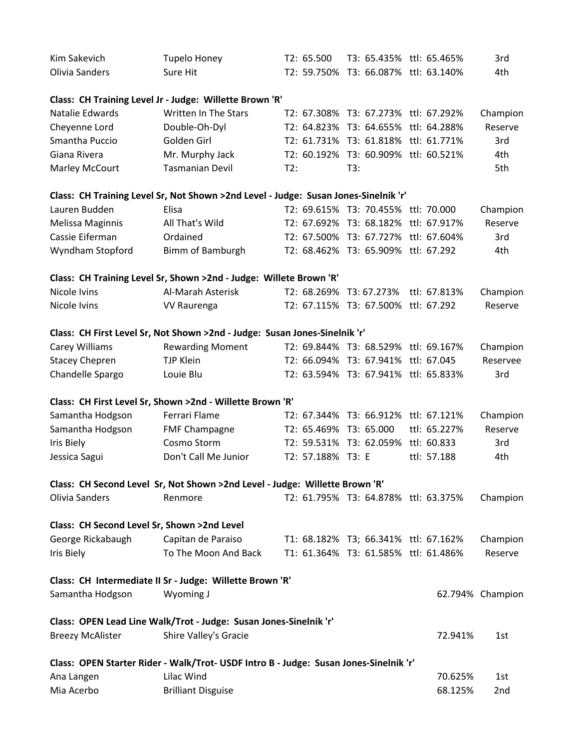| | | | | | |
|---|---|---|---|---|---|
| Kim Sakevich | Tupelo Honey | T2: 65.500 | T3: 65.435% | ttl: 65.465% | 3rd |
| Olivia Sanders | Sure Hit | T2: 59.750% | T3: 66.087% | ttl: 63.140% | 4th |

**Class: CH Training Level Jr - Judge: Willette Brown 'R'**

| | | | | | |
|---|---|---|---|---|---|
| Natalie Edwards | Written In The Stars | T2: 67.308% | T3: 67.273% | ttl: 67.292% | Champion |
| Cheyenne Lord | Double-Oh-Dyl | T2: 64.823% | T3: 64.655% | ttl: 64.288% | Reserve |
| Smantha Puccio | Golden Girl | T2: 61.731% | T3: 61.818% | ttl: 61.771% | 3rd |
| Giana Rivera | Mr. Murphy Jack | T2: 60.192% | T3: 60.909% | ttl: 60.521% | 4th |
| Marley McCourt | Tasmanian Devil | T2: | T3: | | 5th |

**Class: CH Training Level Sr, Not Shown >2nd Level - Judge: Susan Jones-Sinelnik 'r'**

| | | | | | |
|---|---|---|---|---|---|
| Lauren Budden | Elisa | T2: 69.615% | T3: 70.455% | ttl: 70.000 | Champion |
| Melissa Maginnis | All That's Wild | T2: 67.692% | T3: 68.182% | ttl: 67.917% | Reserve |
| Cassie Eiferman | Ordained | T2: 67.500% | T3: 67.727% | ttl: 67.604% | 3rd |
| Wyndham Stopford | Bimm of Bamburgh | T2: 68.462% | T3: 65.909% | ttl: 67.292 | 4th |

**Class: CH Training Level Sr, Shown >2nd - Judge: Willete Brown 'R'**

| | | | | | |
|---|---|---|---|---|---|
| Nicole Ivins | Al-Marah Asterisk | T2: 68.269% | T3: 67.273% | ttl: 67.813% | Champion |
| Nicole Ivins | VV Raurenga | T2: 67.115% | T3: 67.500% | ttl: 67.292 | Reserve |

**Class: CH First Level Sr, Not Shown >2nd - Judge: Susan Jones-Sinelnik 'r'**

| | | | | | |
|---|---|---|---|---|---|
| Carey Williams | Rewarding Moment | T2: 69.844% | T3: 68.529% | ttl: 69.167% | Champion |
| Stacey Chepren | TJP Klein | T2: 66.094% | T3: 67.941% | ttl: 67.045 | Reservee |
| Chandelle Spargo | Louie Blu | T2: 63.594% | T3: 67.941% | ttl: 65.833% | 3rd |

**Class: CH First Level Sr, Shown >2nd - Willette Brown 'R'**

| | | | | | |
|---|---|---|---|---|---|
| Samantha Hodgson | Ferrari Flame | T2: 67.344% | T3: 66.912% | ttl: 67.121% | Champion |
| Samantha Hodgson | FMF Champagne | T2: 65.469% | T3: 65.000 | ttl: 65.227% | Reserve |
| Iris Biely | Cosmo Storm | T2: 59.531% | T3: 62.059% | ttl: 60.833 | 3rd |
| Jessica Sagui | Don't Call Me Junior | T2: 57.188% | T3: E | ttl: 57.188 | 4th |

**Class: CH Second Level Sr, Not Shown >2nd Level - Judge: Willette Brown 'R'**

| | | | | | |
|---|---|---|---|---|---|
| Olivia Sanders | Renmore | T2: 61.795% | T3: 64.878% | ttl: 63.375% | Champion |

**Class: CH Second Level Sr, Shown >2nd Level**

| | | | | | |
|---|---|---|---|---|---|
| George Rickabaugh | Capitan de Paraiso | T1: 68.182% | T3; 66.341% | ttl: 67.162% | Champion |
| Iris Biely | To The Moon And Back | T1: 61.364% | T3: 61.585% | ttl: 61.486% | Reserve |

**Class: CH Intermediate II Sr - Judge: Willette Brown 'R'**

| | | | |
|---|---|---|---|
| Samantha Hodgson | Wyoming J | 62.794% | Champion |

**Class: OPEN Lead Line Walk/Trot - Judge: Susan Jones-Sinelnik 'r'**

| | | | |
|---|---|---|---|
| Breezy McAlister | Shire Valley's Gracie | 72.941% | 1st |

**Class: OPEN Starter Rider - Walk/Trot- USDF Intro B - Judge: Susan Jones-Sinelnik 'r'**

| | | | |
|---|---|---|---|
| Ana Langen | Lilac Wind | 70.625% | 1st |
| Mia Acerbo | Brilliant Disguise | 68.125% | 2nd |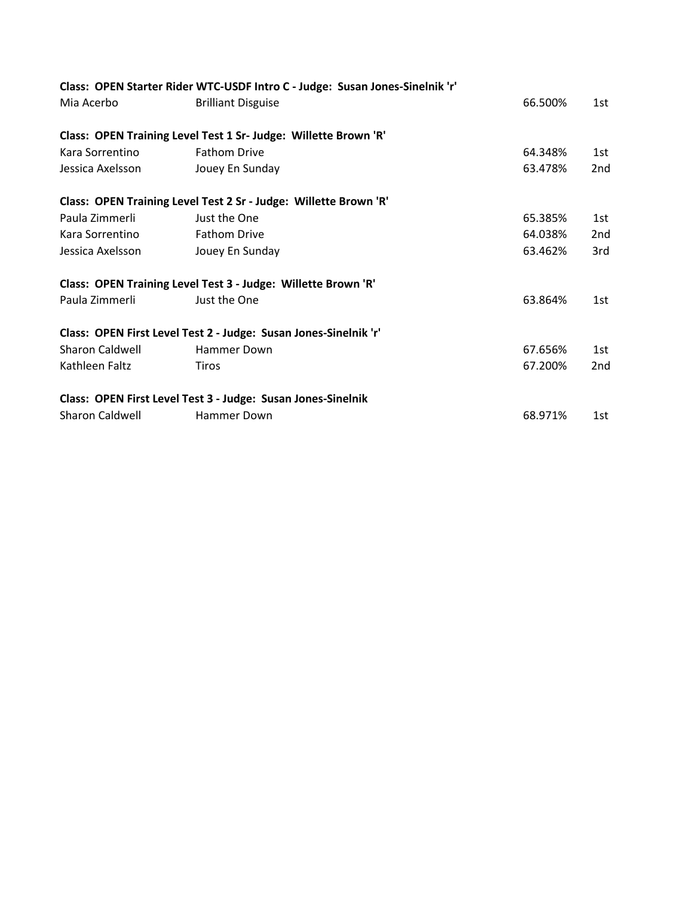**Class: OPEN Starter Rider WTC-USDF Intro C - Judge: Susan Jones-Sinelnik 'r'**

| | | | |
|---|---|---|---|
| Mia Acerbo | Brilliant Disguise | 66.500% | 1st |

**Class: OPEN Training Level Test 1 Sr- Judge: Willette Brown 'R'**

| | | | |
|---|---|---|---|
| Kara Sorrentino | Fathom Drive | 64.348% | 1st |
| Jessica Axelsson | Jouey En Sunday | 63.478% | 2nd |

**Class: OPEN Training Level Test 2 Sr - Judge: Willette Brown 'R'**

| | | | |
|---|---|---|---|
| Paula Zimmerli | Just the One | 65.385% | 1st |
| Kara Sorrentino | Fathom Drive | 64.038% | 2nd |
| Jessica Axelsson | Jouey En Sunday | 63.462% | 3rd |

**Class: OPEN Training Level Test 3 - Judge: Willette Brown 'R'**

| | | | |
|---|---|---|---|
| Paula Zimmerli | Just the One | 63.864% | 1st |

**Class: OPEN First Level Test 2 - Judge: Susan Jones-Sinelnik 'r'**

| | | | |
|---|---|---|---|
| Sharon Caldwell | Hammer Down | 67.656% | 1st |
| Kathleen Faltz | Tiros | 67.200% | 2nd |

**Class: OPEN First Level Test 3 - Judge: Susan Jones-Sinelnik**

| | | | |
|---|---|---|---|
| Sharon Caldwell | Hammer Down | 68.971% | 1st |